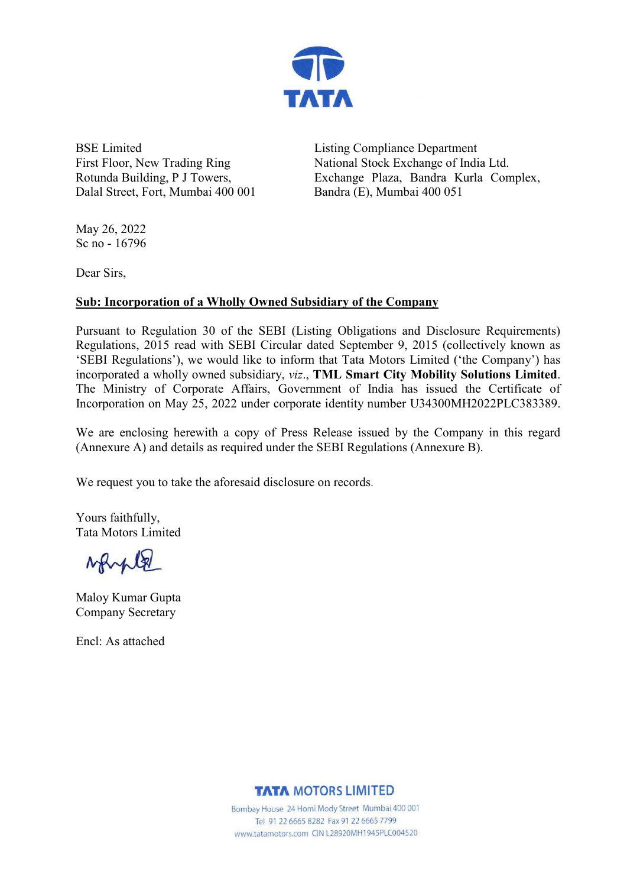BSE Limited
First Floor, New Trading Ring
Rotunda Building, P J Towers,
Dalal Street, Fort, Mumbai 400 001

Listing Compliance Department
National Stock Exchange of India Ltd.
Exchange Plaza, Bandra Kurla Complex,
Bandra (E), Mumbai 400 051

May 26, 2022
Sc no - 16796

Dear Sirs,

**Sub: Incorporation of a Wholly Owned Subsidiary of the Company**

Pursuant to Regulation 30 of the SEBI (Listing Obligations and Disclosure Requirements) Regulations, 2015 read with SEBI Circular dated September 9, 2015 (collectively known as 'SEBI Regulations'), we would like to inform that Tata Motors Limited ('the Company') has incorporated a wholly owned subsidiary, *viz*., **TML Smart City Mobility Solutions Limited**. The Ministry of Corporate Affairs, Government of India has issued the Certificate of Incorporation on May 25, 2022 under corporate identity number U34300MH2022PLC383389.

We are enclosing herewith a copy of Press Release issued by the Company in this regard (Annexure A) and details as required under the SEBI Regulations (Annexure B).

We request you to take the aforesaid disclosure on records.

Yours faithfully,
Tata Motors Limited

Maloy Kumar Gupta
Company Secretary

Encl: As attached

TATA MOTORS LIMITED
Bombay House 24 Homi Mody Street Mumbai 400 001
Tel 91 22 6665 8282 Fax 91 22 6665 7799
www.tatamotors.com CIN L28920MH1945PLC004520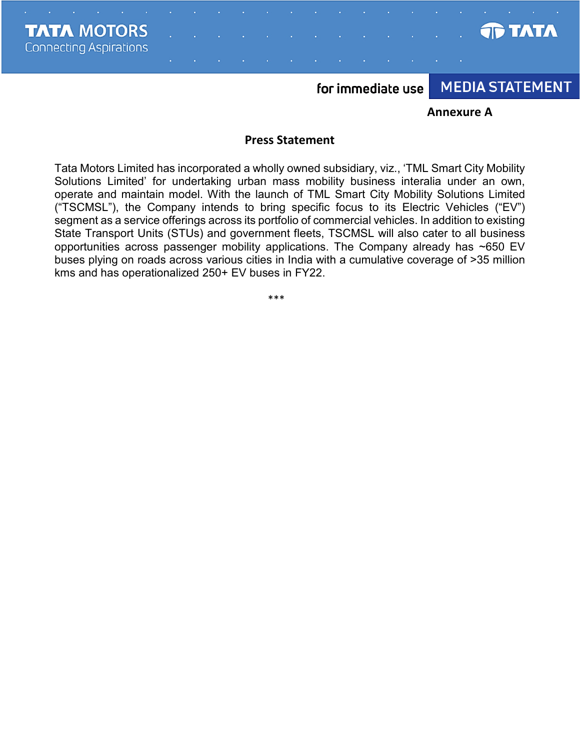for immediate use **MEDIA STATEMENT**

**Annexure A**

## Press Statement

Tata Motors Limited has incorporated a wholly owned subsidiary, viz., 'TML Smart City Mobility Solutions Limited' for undertaking urban mass mobility business interalia under an own, operate and maintain model. With the launch of TML Smart City Mobility Solutions Limited ("TSCMSL"), the Company intends to bring specific focus to its Electric Vehicles ("EV") segment as a service offerings across its portfolio of commercial vehicles. In addition to existing State Transport Units (STUs) and government fleets, TSCMSL will also cater to all business opportunities across passenger mobility applications. The Company already has ~650 EV buses plying on roads across various cities in India with a cumulative coverage of >35 million kms and has operationalized 250+ EV buses in FY22.

***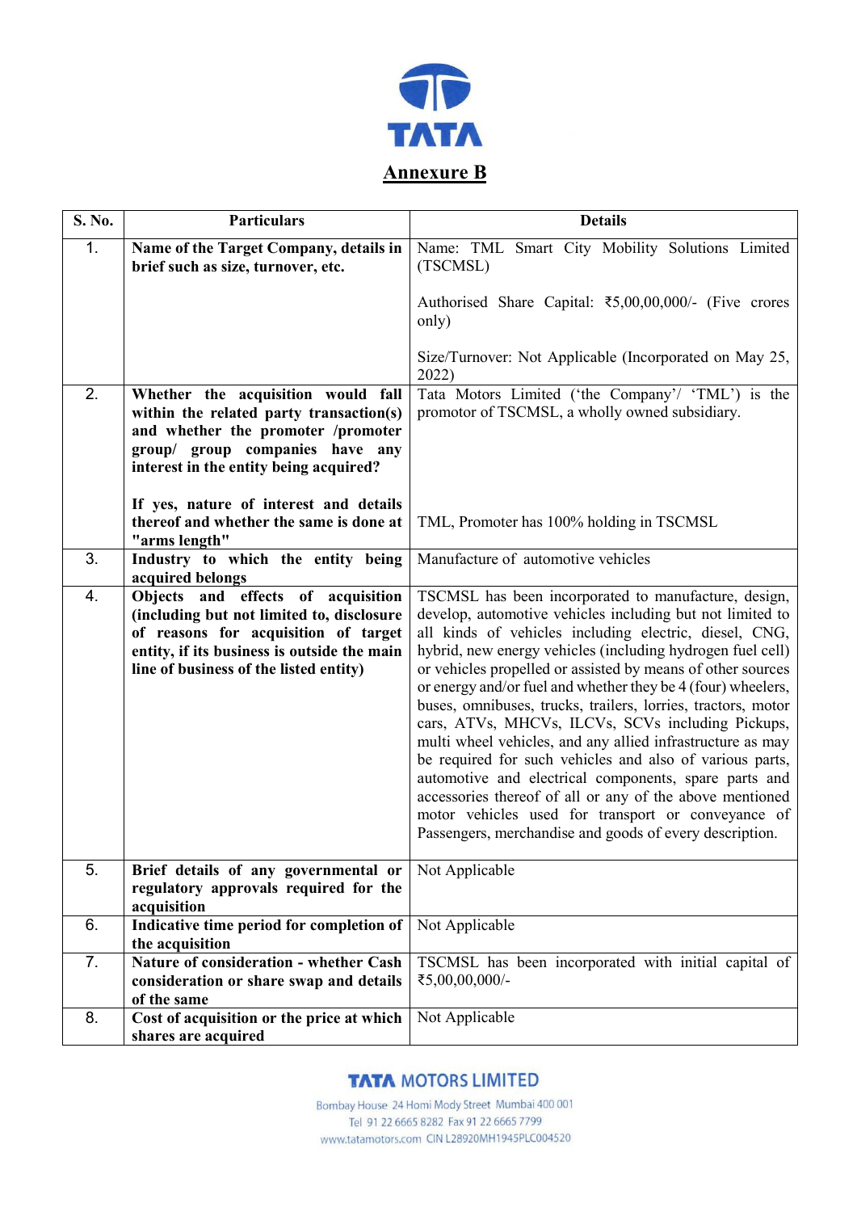TATA

## Annexure B

| S. No. | Particulars | Details |
|---|---|---|
| 1. | **Name of the Target Company, details in brief such as size, turnover, etc.** | Name: TML Smart City Mobility Solutions Limited (TSCMSL)<br><br>Authorised Share Capital: ₹5,00,00,000/- (Five crores only)<br><br>Size/Turnover: Not Applicable (Incorporated on May 25, 2022) |
| 2. | **Whether the acquisition would fall within the related party transaction(s) and whether the promoter /promoter group/ group companies have any interest in the entity being acquired?**<br><br>**If yes, nature of interest and details thereof and whether the same is done at "arms length"** | Tata Motors Limited ('the Company'/ 'TML') is the promotor of TSCMSL, a wholly owned subsidiary.<br><br>TML, Promoter has 100% holding in TSCMSL |
| 3. | **Industry to which the entity being acquired belongs** | Manufacture of automotive vehicles |
| 4. | **Objects and effects of acquisition (including but not limited to, disclosure of reasons for acquisition of target entity, if its business is outside the main line of business of the listed entity)** | TSCMSL has been incorporated to manufacture, design, develop, automotive vehicles including but not limited to all kinds of vehicles including electric, diesel, CNG, hybrid, new energy vehicles (including hydrogen fuel cell) or vehicles propelled or assisted by means of other sources or energy and/or fuel and whether they be 4 (four) wheelers, buses, omnibuses, trucks, trailers, lorries, tractors, motor cars, ATVs, MHCVs, ILCVs, SCVs including Pickups, multi wheel vehicles, and any allied infrastructure as may be required for such vehicles and also of various parts, automotive and electrical components, spare parts and accessories thereof of all or any of the above mentioned motor vehicles used for transport or conveyance of Passengers, merchandise and goods of every description. |
| 5. | **Brief details of any governmental or regulatory approvals required for the acquisition** | Not Applicable |
| 6. | **Indicative time period for completion of the acquisition** | Not Applicable |
| 7. | **Nature of consideration - whether Cash consideration or share swap and details of the same** | TSCMSL has been incorporated with initial capital of ₹5,00,00,000/- |
| 8. | **Cost of acquisition or the price at which shares are acquired** | Not Applicable |

**TATA MOTORS LIMITED**
Bombay House 24 Homi Mody Street Mumbai 400 001
Tel 91 22 6665 8282 Fax 91 22 6665 7799
www.tatamotors.com CIN L28920MH1945PLC004520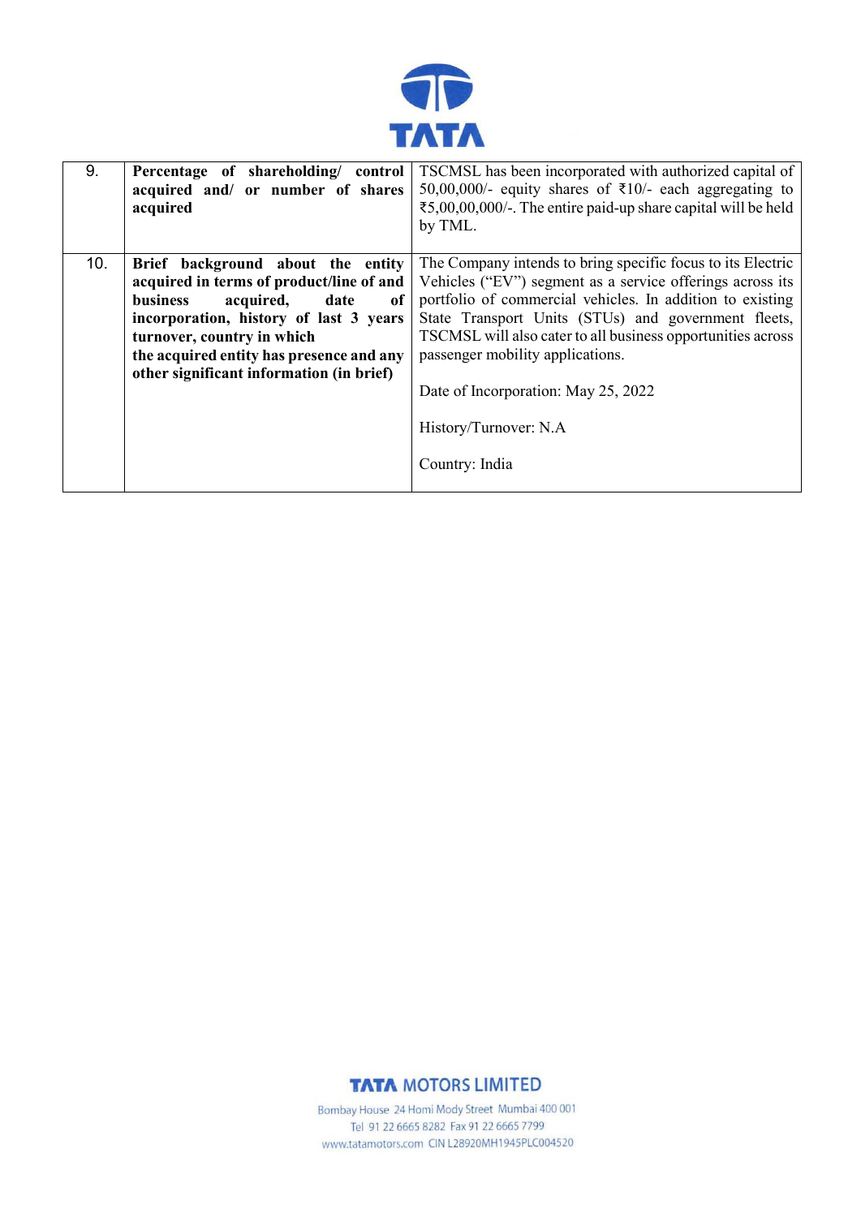| | | |
|---|---|---|
| 9. | **Percentage of shareholding/ control acquired and/ or number of shares acquired** | TSCMSL has been incorporated with authorized capital of 50,00,000/- equity shares of ₹10/- each aggregating to ₹5,00,00,000/-. The entire paid-up share capital will be held by TML. |
| 10. | **Brief background about the entity acquired in terms of product/line of and business acquired, date of incorporation, history of last 3 years turnover, country in which the acquired entity has presence and any other significant information (in brief)** | The Company intends to bring specific focus to its Electric Vehicles ("EV") segment as a service offerings across its portfolio of commercial vehicles. In addition to existing State Transport Units (STUs) and government fleets, TSCMSL will also cater to all business opportunities across passenger mobility applications.<br><br>Date of Incorporation: May 25, 2022<br><br>History/Turnover: N.A<br><br>Country: India |